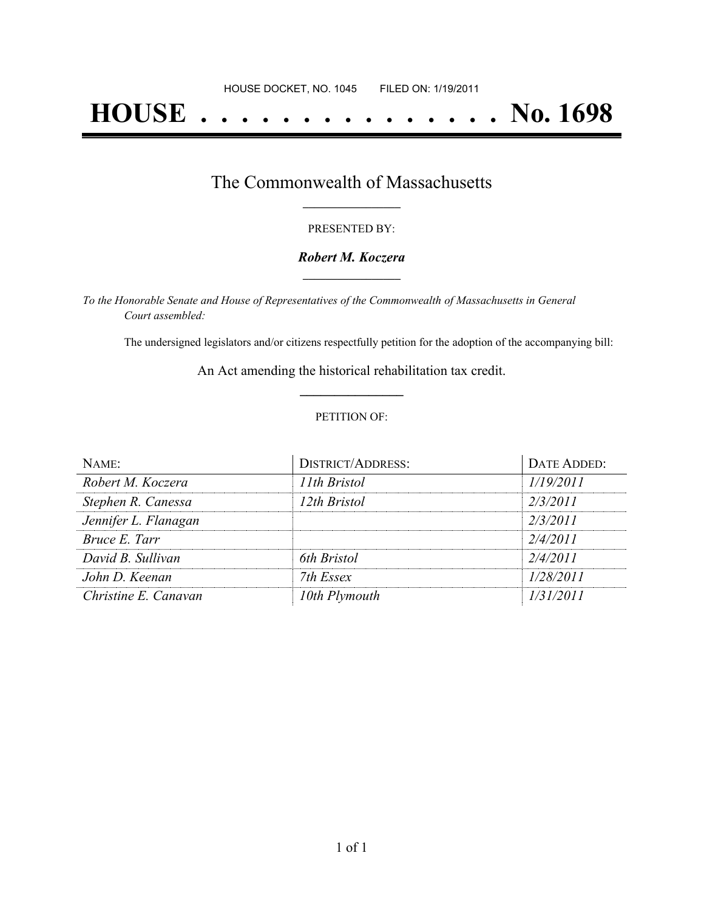HOUSE DOCKET, NO. 1045        FILED ON: 1/19/2011

# HOUSE . . . . . . . . . . . . . . . No. 1698

## The Commonwealth of Massachusetts

PRESENTED BY:

***Robert M. Koczera***

*To the Honorable Senate and House of Representatives of the Commonwealth of Massachusetts in General Court assembled:*

The undersigned legislators and/or citizens respectfully petition for the adoption of the accompanying bill:

An Act amending the historical rehabilitation tax credit.

PETITION OF:

| NAME: | DISTRICT/ADDRESS: | DATE ADDED: |
|---|---|---|
| *Robert M. Koczera* | *11th Bristol* | *1/19/2011* |
| *Stephen R. Canessa* | *12th Bristol* | *2/3/2011* |
| *Jennifer L. Flanagan* | | *2/3/2011* |
| *Bruce E. Tarr* | | *2/4/2011* |
| *David B. Sullivan* | *6th Bristol* | *2/4/2011* |
| *John D. Keenan* | *7th Essex* | *1/28/2011* |
| *Christine E. Canavan* | *10th Plymouth* | *1/31/2011* |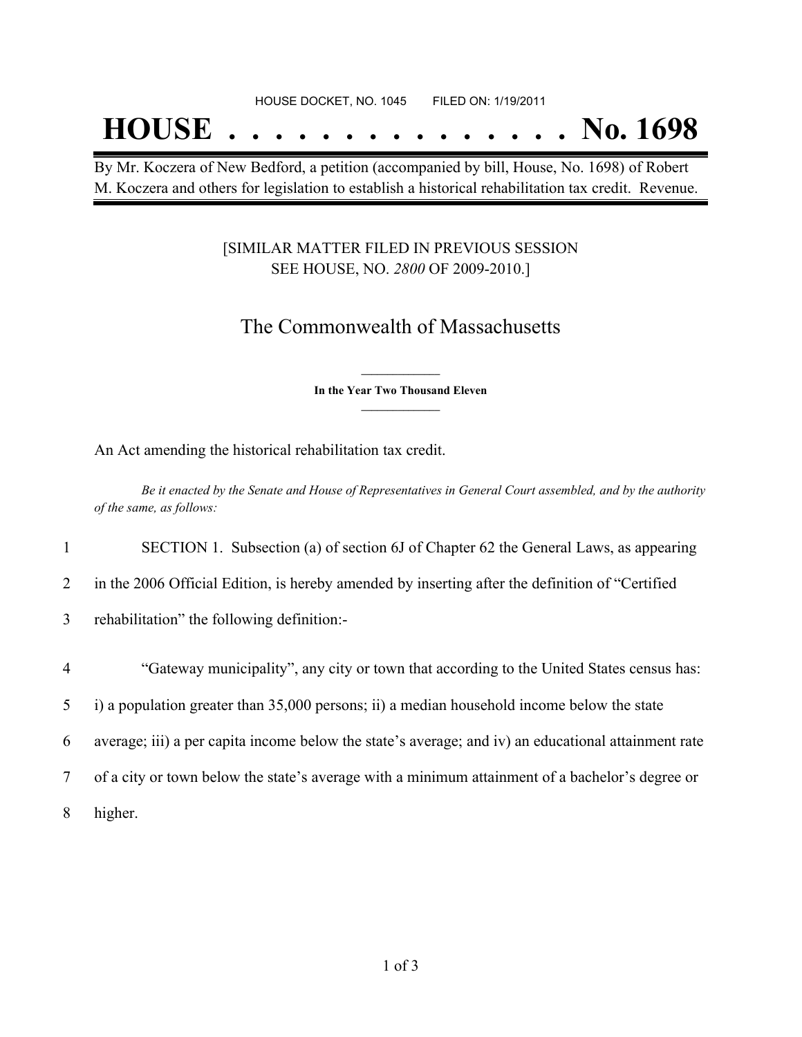HOUSE DOCKET, NO. 1045 FILED ON: 1/19/2011

# HOUSE . . . . . . . . . . . . . . . No. 1698

By Mr. Koczera of New Bedford, a petition (accompanied by bill, House, No. 1698) of Robert M. Koczera and others for legislation to establish a historical rehabilitation tax credit. Revenue.

[SIMILAR MATTER FILED IN PREVIOUS SESSION SEE HOUSE, NO. *2800* OF 2009-2010.]

## The Commonwealth of Massachusetts

**In the Year Two Thousand Eleven**

An Act amending the historical rehabilitation tax credit.

*Be it enacted by the Senate and House of Representatives in General Court assembled, and by the authority of the same, as follows:*

1 SECTION 1. Subsection (a) of section 6J of Chapter 62 the General Laws, as appearing
2 in the 2006 Official Edition, is hereby amended by inserting after the definition of "Certified
3 rehabilitation" the following definition:-

4 "Gateway municipality", any city or town that according to the United States census has:
5 i) a population greater than 35,000 persons; ii) a median household income below the state
6 average; iii) a per capita income below the state's average; and iv) an educational attainment rate
7 of a city or town below the state's average with a minimum attainment of a bachelor's degree or
8 higher.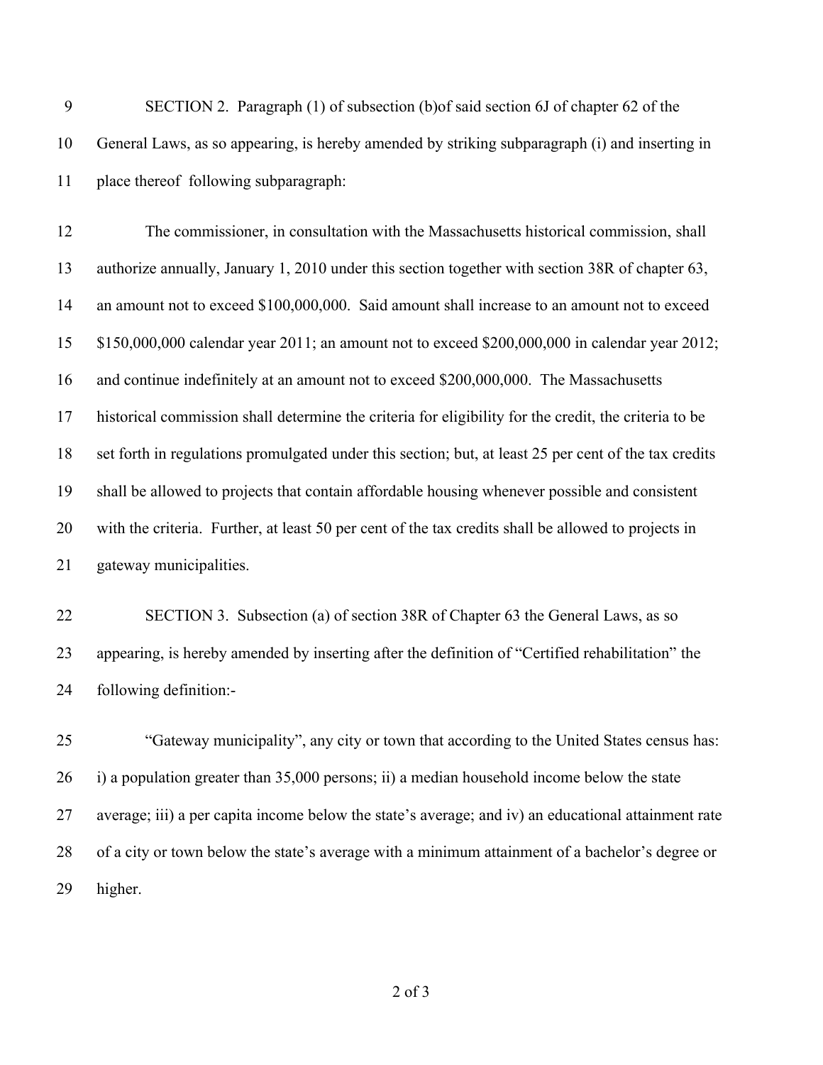SECTION 2. Paragraph (1) of subsection (b)of said section 6J of chapter 62 of the General Laws, as so appearing, is hereby amended by striking subparagraph (i) and inserting in place thereof following subparagraph:

The commissioner, in consultation with the Massachusetts historical commission, shall authorize annually, January 1, 2010 under this section together with section 38R of chapter 63, an amount not to exceed $100,000,000. Said amount shall increase to an amount not to exceed $150,000,000 calendar year 2011; an amount not to exceed $200,000,000 in calendar year 2012; and continue indefinitely at an amount not to exceed $200,000,000. The Massachusetts historical commission shall determine the criteria for eligibility for the credit, the criteria to be set forth in regulations promulgated under this section; but, at least 25 per cent of the tax credits shall be allowed to projects that contain affordable housing whenever possible and consistent with the criteria. Further, at least 50 per cent of the tax credits shall be allowed to projects in gateway municipalities.

SECTION 3. Subsection (a) of section 38R of Chapter 63 the General Laws, as so appearing, is hereby amended by inserting after the definition of "Certified rehabilitation" the following definition:-

"Gateway municipality", any city or town that according to the United States census has: i) a population greater than 35,000 persons; ii) a median household income below the state average; iii) a per capita income below the state's average; and iv) an educational attainment rate of a city or town below the state's average with a minimum attainment of a bachelor's degree or higher.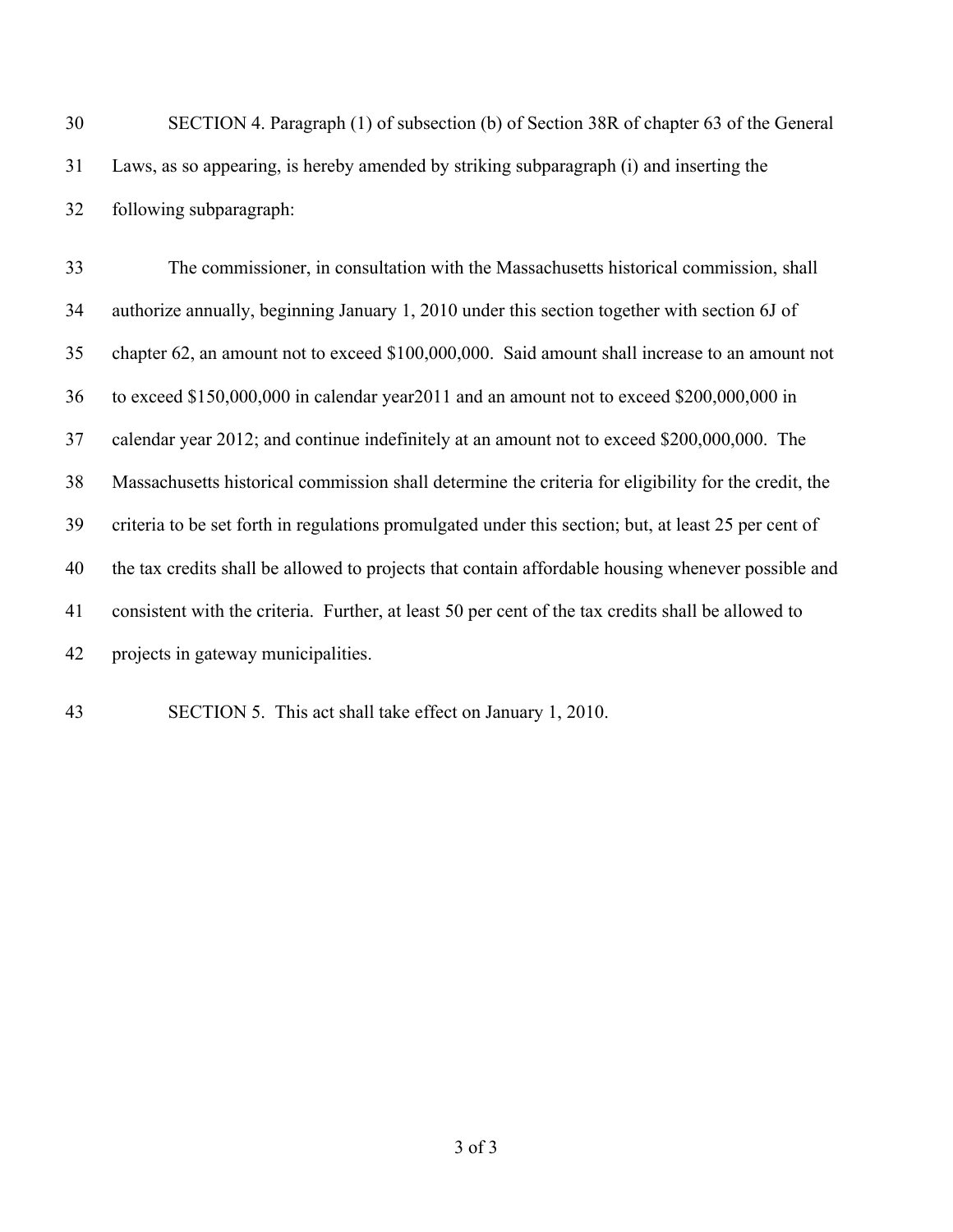SECTION 4. Paragraph (1) of subsection (b) of Section 38R of chapter 63 of the General Laws, as so appearing, is hereby amended by striking subparagraph (i) and inserting the following subparagraph:

The commissioner, in consultation with the Massachusetts historical commission, shall authorize annually, beginning January 1, 2010 under this section together with section 6J of chapter 62, an amount not to exceed $100,000,000. Said amount shall increase to an amount not to exceed $150,000,000 in calendar year2011 and an amount not to exceed $200,000,000 in calendar year 2012; and continue indefinitely at an amount not to exceed $200,000,000. The Massachusetts historical commission shall determine the criteria for eligibility for the credit, the criteria to be set forth in regulations promulgated under this section; but, at least 25 per cent of the tax credits shall be allowed to projects that contain affordable housing whenever possible and consistent with the criteria. Further, at least 50 per cent of the tax credits shall be allowed to projects in gateway municipalities.

SECTION 5. This act shall take effect on January 1, 2010.